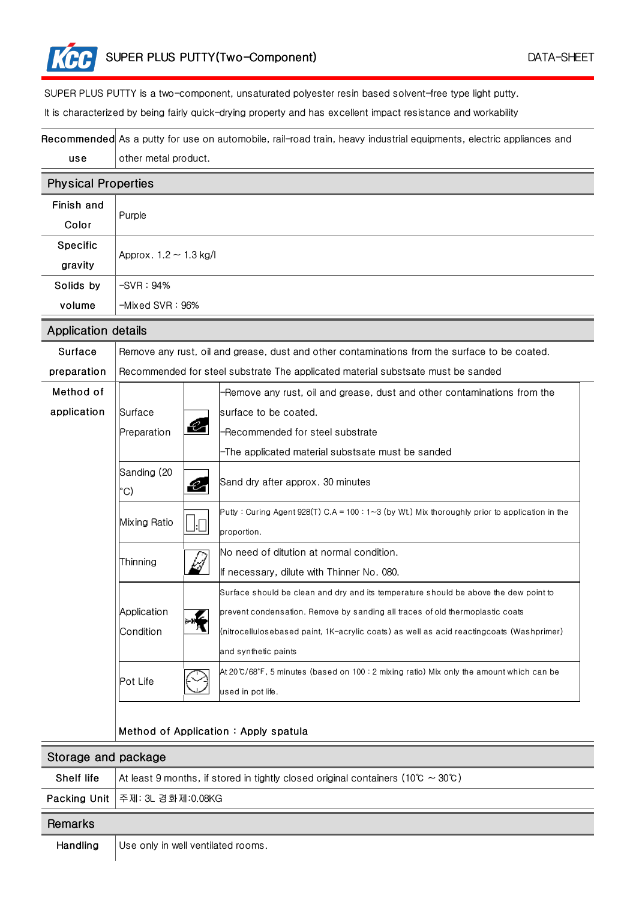# SUPER PLUS PUTTY(Two-Component)

DATA-SHEET

SUPER PLUS PUTTY is a two-component, unsaturated polyester resin based solvent-free type light putty.

It is characterized by being fairly quick-drying property and has excellent impact resistance and workability

| | |
|---|---|
| Recommended use | As a putty for use on automobile, rail-road train, heavy industrial equipments, electric appliances and other metal product. |

## Physical Properties

| | |
|---|---|
| Finish and Color | Purple |
| Specific gravity | Approx. 1.2 ~ 1.3 kg/l |
| Solids by volume | -SVR : 94%<br>-Mixed SVR : 96% |

## Application details

| | |
|---|---|
| Surface preparation | Remove any rust, oil and grease, dust and other contaminations from the surface to be coated.<br>Recommended for steel substrate The applicated material substsate must be sanded |

**Method of application**

| | |
|---|---|
| Surface Preparation | -Remove any rust, oil and grease, dust and other contaminations from the surface to be coated.<br>-Recommended for steel substrate<br>-The applicated material substsate must be sanded |
| Sanding (20 °C) | Sand dry after approx. 30 minutes |
| Mixing Ratio | Putty : Curing Agent 928(T) C.A = 100 : 1~3 (by Wt.) Mix thoroughly prior to application in the proportion. |
| Thinning | No need of ditution at normal condition.<br>If necessary, dilute with Thinner No. 080. |
| Application Condition | Surface should be clean and dry and its temperature should be above the dew point to prevent condensation. Remove by sanding all traces of old thermoplastic coats (nitrocellulosebased paint, 1K-acrylic coats) as well as acid reactingcoats (Washprimer) and synthetic paints |
| Pot Life | At 20℃/68°F, 5 minutes (based on 100 : 2 mixing ratio) Mix only the amount which can be used in pot life. |

Method of Application : Apply spatula

## Storage and package

| | |
|---|---|
| Shelf life | At least 9 months, if stored in tightly closed original containers (10℃ ~ 30℃) |
| Packing Unit | 주제: 3L 경화제:0.08KG |

## Remarks

| | |
|---|---|
| Handling | Use only in well ventilated rooms. |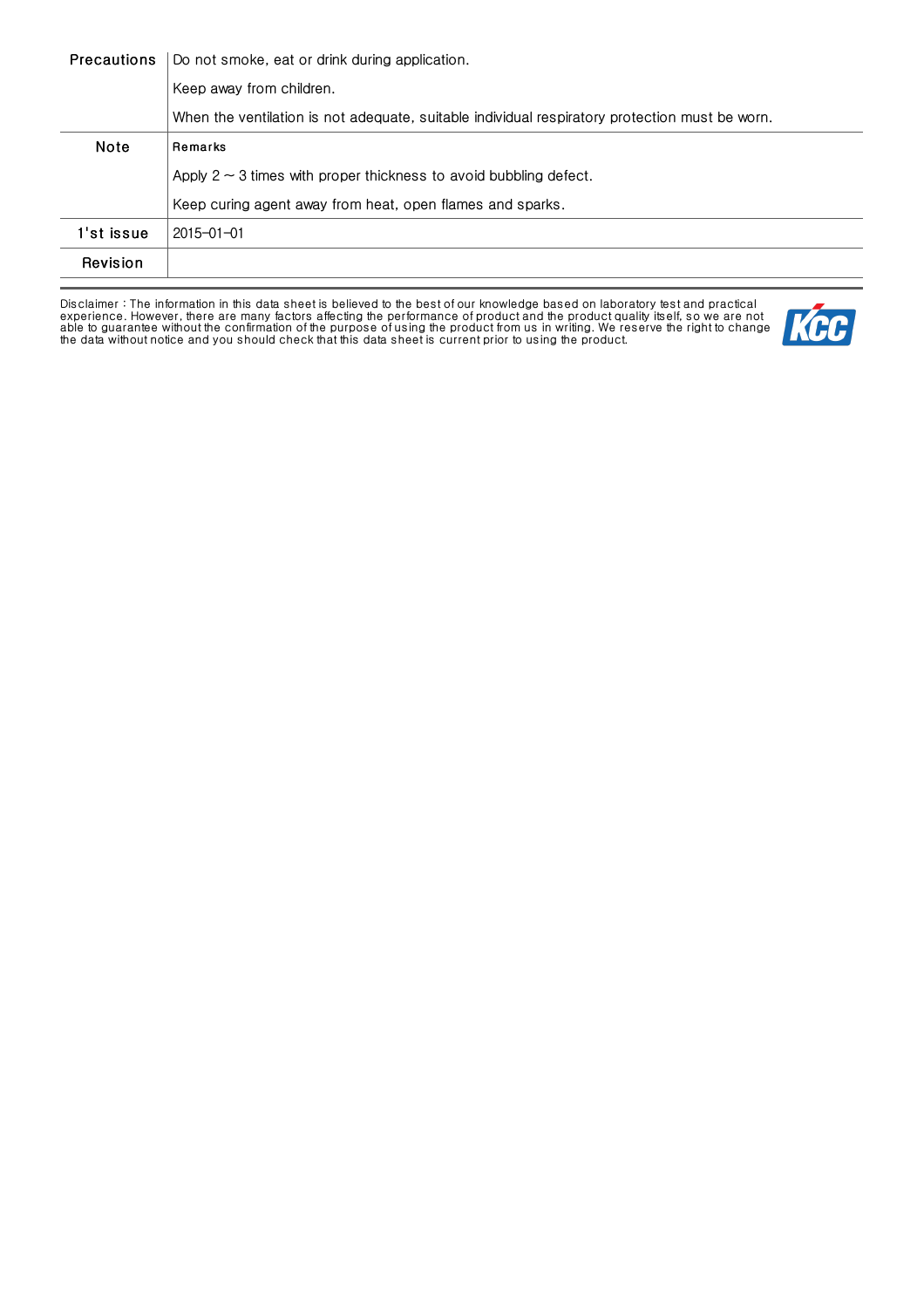| | |
|---|---|
| Precautions | Do not smoke, eat or drink during application.<br>Keep away from children.<br>When the ventilation is not adequate, suitable individual respiratory protection must be worn. |
| Note | Remarks<br>Apply 2 ~ 3 times with proper thickness to avoid bubbling defect.<br>Keep curing agent away from heat, open flames and sparks. |
| 1'st issue | 2015-01-01 |
| Revision | |

Disclaimer : The information in this data sheet is believed to the best of our knowledge based on laboratory test and practical experience. However, there are many factors affecting the performance of product and the product quality itself, so we are not able to guarantee without the confirmation of the purpose of using the product from us in writing. We reserve the right to change the data without notice and you should check that this data sheet is current prior to using the product.

KCC